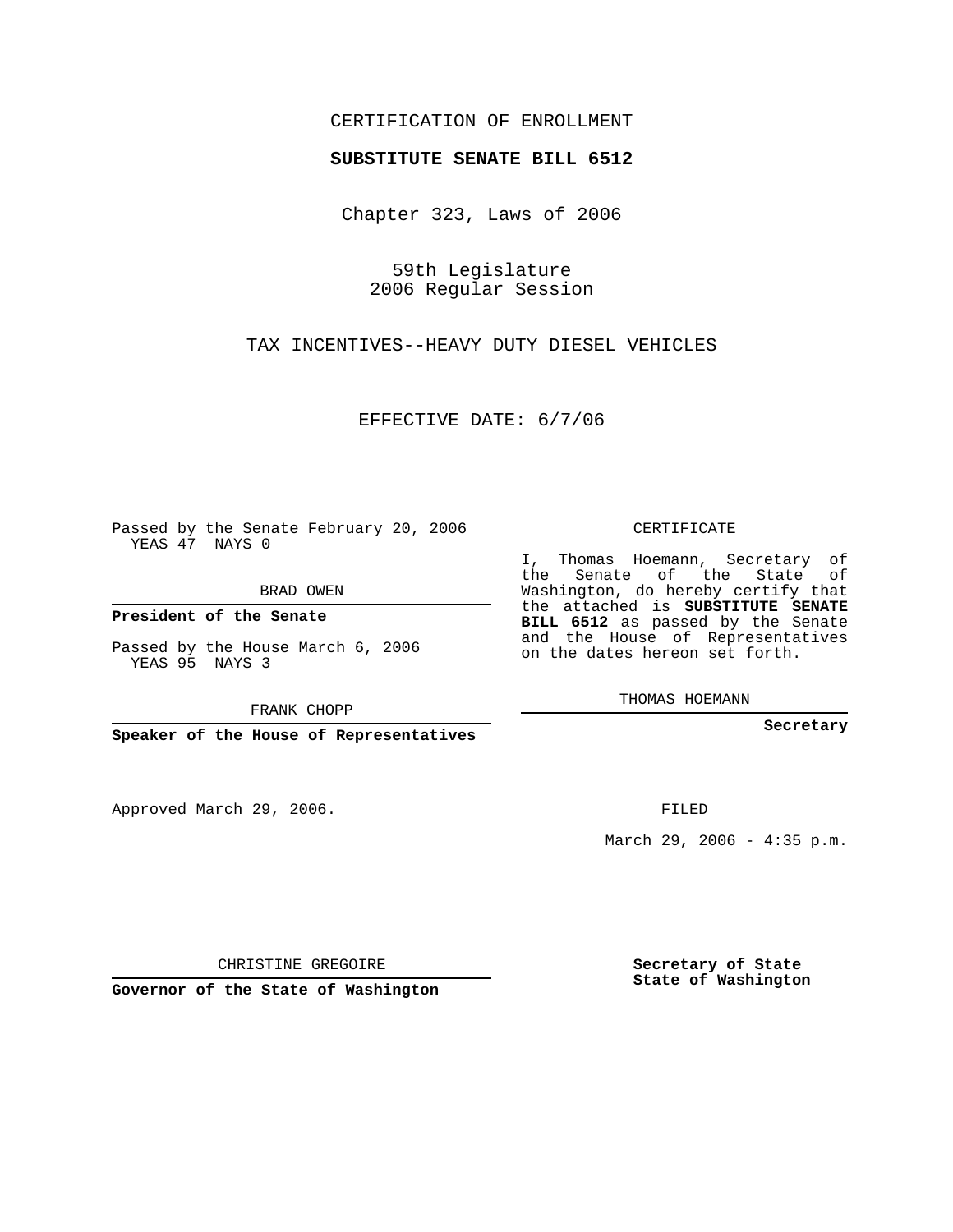CERTIFICATION OF ENROLLMENT

**SUBSTITUTE SENATE BILL 6512**

Chapter 323, Laws of 2006

59th Legislature
2006 Regular Session

TAX INCENTIVES--HEAVY DUTY DIESEL VEHICLES

EFFECTIVE DATE: 6/7/06

Passed by the Senate February 20, 2006
YEAS 47 NAYS 0

BRAD OWEN

**President of the Senate**

Passed by the House March 6, 2006
YEAS 95 NAYS 3

FRANK CHOPP

**Speaker of the House of Representatives**

Approved March 29, 2006.

CHRISTINE GREGOIRE

**Governor of the State of Washington**

CERTIFICATE

I, Thomas Hoemann, Secretary of the Senate of the State of Washington, do hereby certify that the attached is **SUBSTITUTE SENATE BILL 6512** as passed by the Senate and the House of Representatives on the dates hereon set forth.

THOMAS HOEMANN

**Secretary**

FILED

March 29, 2006 - 4:35 p.m.

**Secretary of State**
**State of Washington**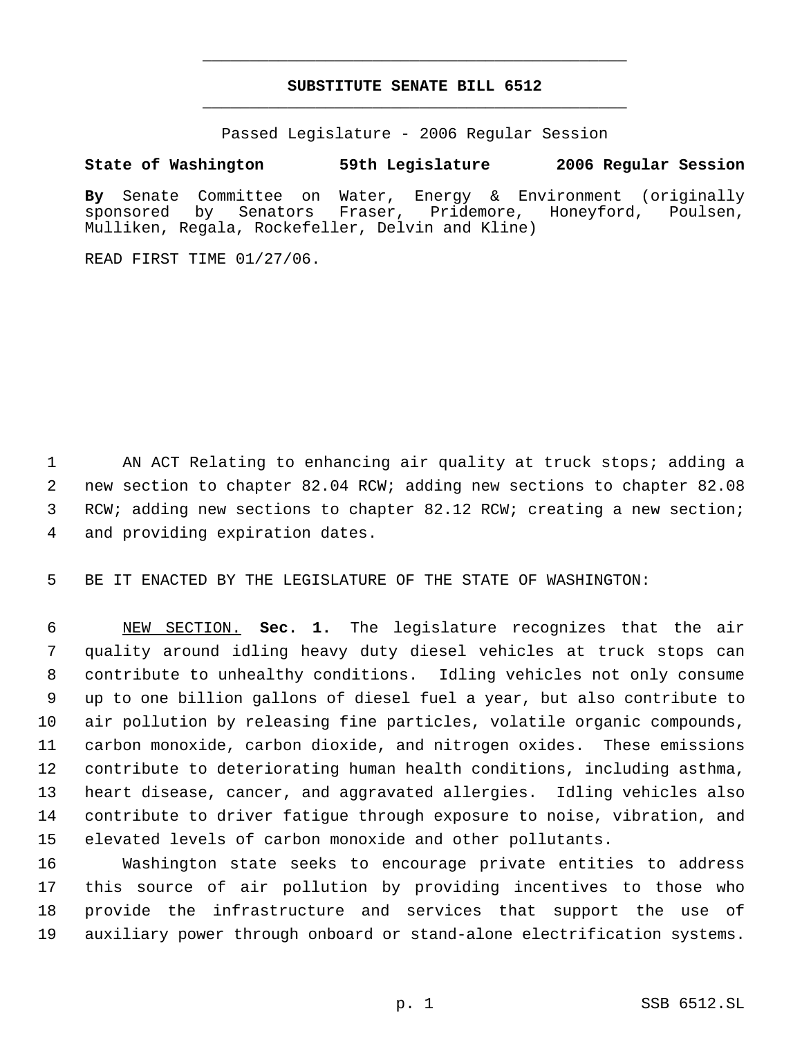# SUBSTITUTE SENATE BILL 6512

Passed Legislature - 2006 Regular Session

**State of Washington 59th Legislature 2006 Regular Session**

**By** Senate Committee on Water, Energy & Environment (originally sponsored by Senators Fraser, Pridemore, Honeyford, Poulsen, Mulliken, Regala, Rockefeller, Delvin and Kline)

READ FIRST TIME 01/27/06.

AN ACT Relating to enhancing air quality at truck stops; adding a new section to chapter 82.04 RCW; adding new sections to chapter 82.08 RCW; adding new sections to chapter 82.12 RCW; creating a new section; and providing expiration dates.

BE IT ENACTED BY THE LEGISLATURE OF THE STATE OF WASHINGTON:

NEW SECTION. **Sec. 1.** The legislature recognizes that the air quality around idling heavy duty diesel vehicles at truck stops can contribute to unhealthy conditions. Idling vehicles not only consume up to one billion gallons of diesel fuel a year, but also contribute to air pollution by releasing fine particles, volatile organic compounds, carbon monoxide, carbon dioxide, and nitrogen oxides. These emissions contribute to deteriorating human health conditions, including asthma, heart disease, cancer, and aggravated allergies. Idling vehicles also contribute to driver fatigue through exposure to noise, vibration, and elevated levels of carbon monoxide and other pollutants.

Washington state seeks to encourage private entities to address this source of air pollution by providing incentives to those who provide the infrastructure and services that support the use of auxiliary power through onboard or stand-alone electrification systems.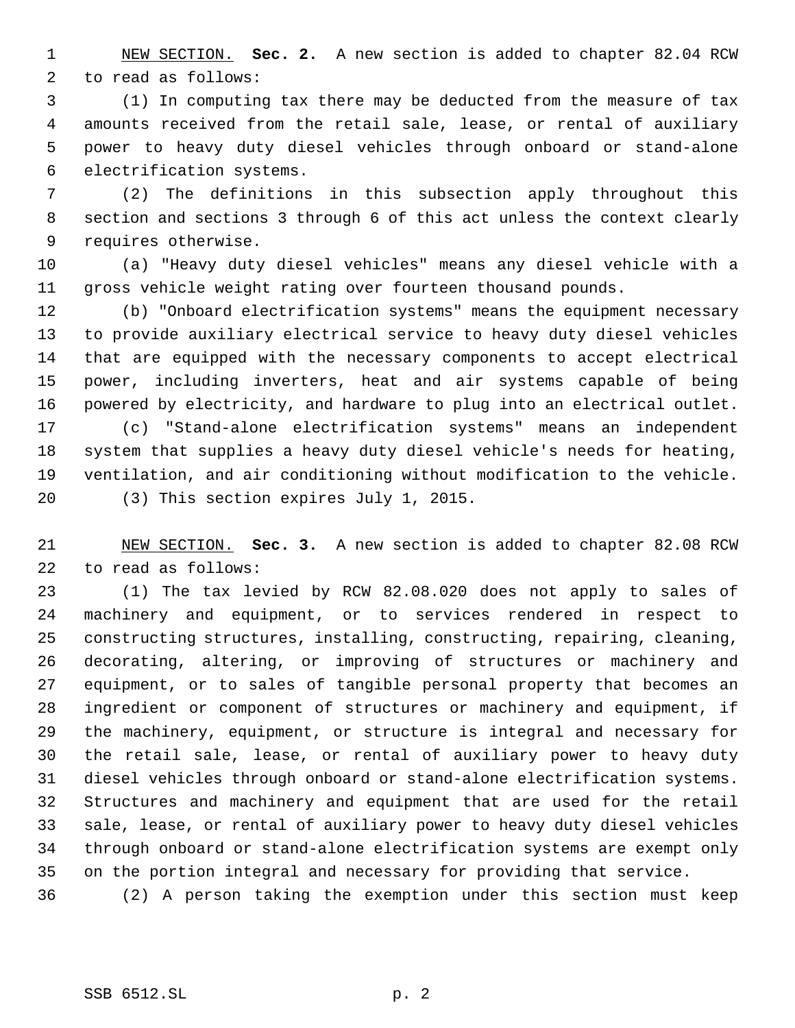NEW SECTION. **Sec. 2.** A new section is added to chapter 82.04 RCW to read as follows:

(1) In computing tax there may be deducted from the measure of tax amounts received from the retail sale, lease, or rental of auxiliary power to heavy duty diesel vehicles through onboard or stand-alone electrification systems.

(2) The definitions in this subsection apply throughout this section and sections 3 through 6 of this act unless the context clearly requires otherwise.

(a) "Heavy duty diesel vehicles" means any diesel vehicle with a gross vehicle weight rating over fourteen thousand pounds.

(b) "Onboard electrification systems" means the equipment necessary to provide auxiliary electrical service to heavy duty diesel vehicles that are equipped with the necessary components to accept electrical power, including inverters, heat and air systems capable of being powered by electricity, and hardware to plug into an electrical outlet.

(c) "Stand-alone electrification systems" means an independent system that supplies a heavy duty diesel vehicle's needs for heating, ventilation, and air conditioning without modification to the vehicle.

(3) This section expires July 1, 2015.

NEW SECTION. **Sec. 3.** A new section is added to chapter 82.08 RCW to read as follows:

(1) The tax levied by RCW 82.08.020 does not apply to sales of machinery and equipment, or to services rendered in respect to constructing structures, installing, constructing, repairing, cleaning, decorating, altering, or improving of structures or machinery and equipment, or to sales of tangible personal property that becomes an ingredient or component of structures or machinery and equipment, if the machinery, equipment, or structure is integral and necessary for the retail sale, lease, or rental of auxiliary power to heavy duty diesel vehicles through onboard or stand-alone electrification systems. Structures and machinery and equipment that are used for the retail sale, lease, or rental of auxiliary power to heavy duty diesel vehicles through onboard or stand-alone electrification systems are exempt only on the portion integral and necessary for providing that service.

(2) A person taking the exemption under this section must keep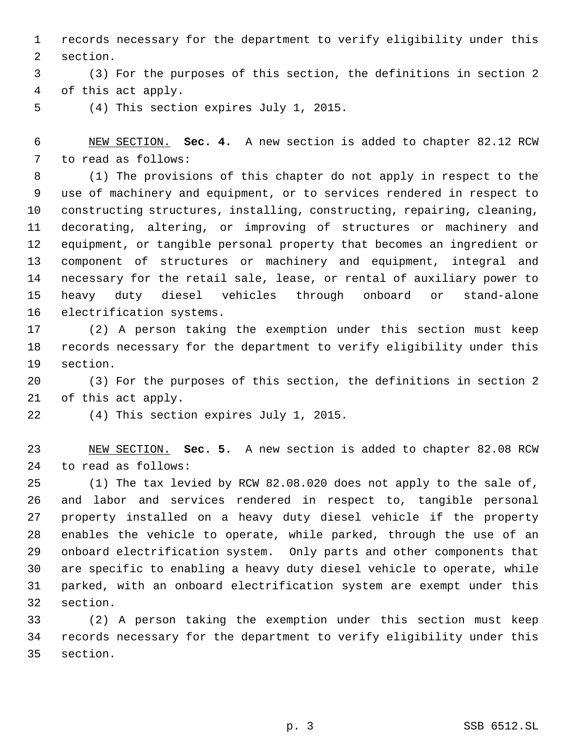records necessary for the department to verify eligibility under this section.

(3) For the purposes of this section, the definitions in section 2 of this act apply.

(4) This section expires July 1, 2015.

NEW SECTION. **Sec. 4.** A new section is added to chapter 82.12 RCW to read as follows:

(1) The provisions of this chapter do not apply in respect to the use of machinery and equipment, or to services rendered in respect to constructing structures, installing, constructing, repairing, cleaning, decorating, altering, or improving of structures or machinery and equipment, or tangible personal property that becomes an ingredient or component of structures or machinery and equipment, integral and necessary for the retail sale, lease, or rental of auxiliary power to heavy duty diesel vehicles through onboard or stand-alone electrification systems.

(2) A person taking the exemption under this section must keep records necessary for the department to verify eligibility under this section.

(3) For the purposes of this section, the definitions in section 2 of this act apply.

(4) This section expires July 1, 2015.

NEW SECTION. **Sec. 5.** A new section is added to chapter 82.08 RCW to read as follows:

(1) The tax levied by RCW 82.08.020 does not apply to the sale of, and labor and services rendered in respect to, tangible personal property installed on a heavy duty diesel vehicle if the property enables the vehicle to operate, while parked, through the use of an onboard electrification system. Only parts and other components that are specific to enabling a heavy duty diesel vehicle to operate, while parked, with an onboard electrification system are exempt under this section.

(2) A person taking the exemption under this section must keep records necessary for the department to verify eligibility under this section.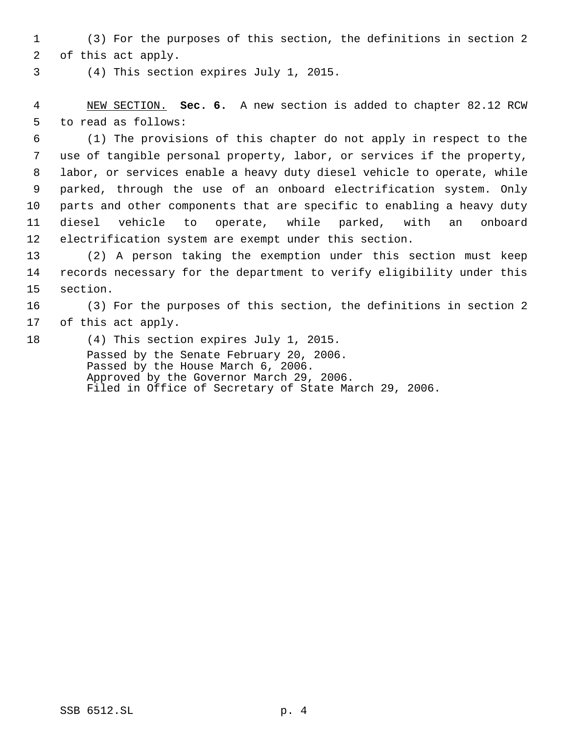(3) For the purposes of this section, the definitions in section 2 of this act apply.

(4) This section expires July 1, 2015.

NEW SECTION. **Sec. 6.** A new section is added to chapter 82.12 RCW to read as follows:

(1) The provisions of this chapter do not apply in respect to the use of tangible personal property, labor, or services if the property, labor, or services enable a heavy duty diesel vehicle to operate, while parked, through the use of an onboard electrification system. Only parts and other components that are specific to enabling a heavy duty diesel vehicle to operate, while parked, with an onboard electrification system are exempt under this section.

(2) A person taking the exemption under this section must keep records necessary for the department to verify eligibility under this section.

(3) For the purposes of this section, the definitions in section 2 of this act apply.

(4) This section expires July 1, 2015.

Passed by the Senate February 20, 2006.
Passed by the House March 6, 2006.
Approved by the Governor March 29, 2006.
Filed in Office of Secretary of State March 29, 2006.